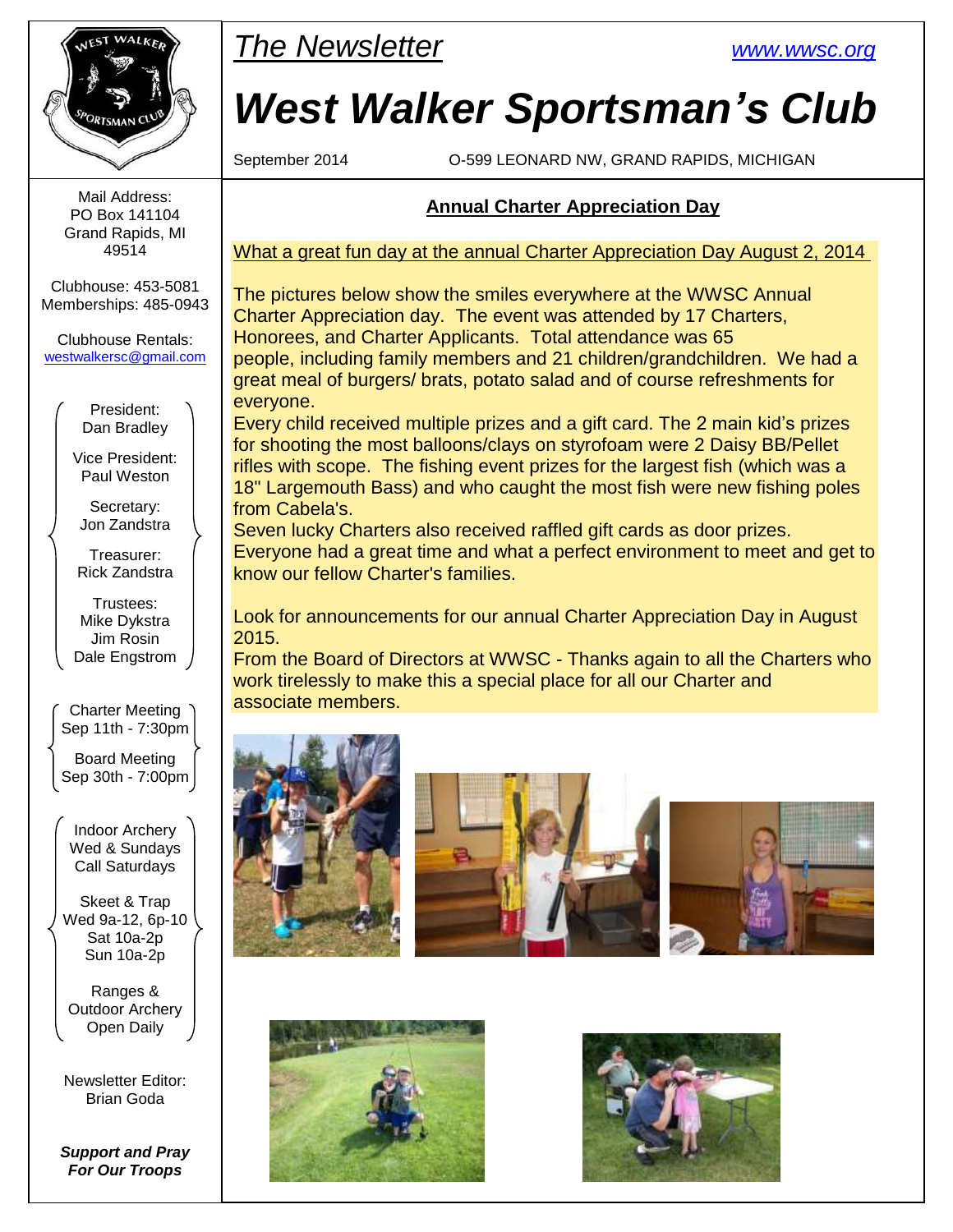*The Newsletter*

www.wwsc.org

# *West Walker Sportsman's Club*

September 2014 O-599 LEONARD NW, GRAND RAPIDS, MICHIGAN

Mail Address:
PO Box 141104
Grand Rapids, MI
49514

Clubhouse: 453-5081
Memberships: 485-0943

Clubhouse Rentals:
westwalkersc@gmail.com

President:
Dan Bradley

Vice President:
Paul Weston

Secretary:
Jon Zandstra

Treasurer:
Rick Zandstra

Trustees:
Mike Dykstra
Jim Rosin
Dale Engstrom

Charter Meeting
Sep 11th - 7:30pm

Board Meeting
Sep 30th - 7:00pm

Indoor Archery
Wed & Sundays
Call Saturdays

Skeet & Trap
Wed 9a-12, 6p-10
Sat 10a-2p
Sun 10a-2p

Ranges &
Outdoor Archery
Open Daily

Newsletter Editor:
Brian Goda

***Support and Pray For Our Troops***

## Annual Charter Appreciation Day

What a great fun day at the annual Charter Appreciation Day August 2, 2014

The pictures below show the smiles everywhere at the WWSC Annual Charter Appreciation day. The event was attended by 17 Charters, Honorees, and Charter Applicants. Total attendance was 65 people, including family members and 21 children/grandchildren. We had a great meal of burgers/ brats, potato salad and of course refreshments for everyone.

Every child received multiple prizes and a gift card. The 2 main kid's prizes for shooting the most balloons/clays on styrofoam were 2 Daisy BB/Pellet rifles with scope. The fishing event prizes for the largest fish (which was a 18" Largemouth Bass) and who caught the most fish were new fishing poles from Cabela's.

Seven lucky Charters also received raffled gift cards as door prizes.

Everyone had a great time and what a perfect environment to meet and get to know our fellow Charter's families.

Look for announcements for our annual Charter Appreciation Day in August 2015.

From the Board of Directors at WWSC - Thanks again to all the Charters who work tirelessly to make this a special place for all our Charter and associate members.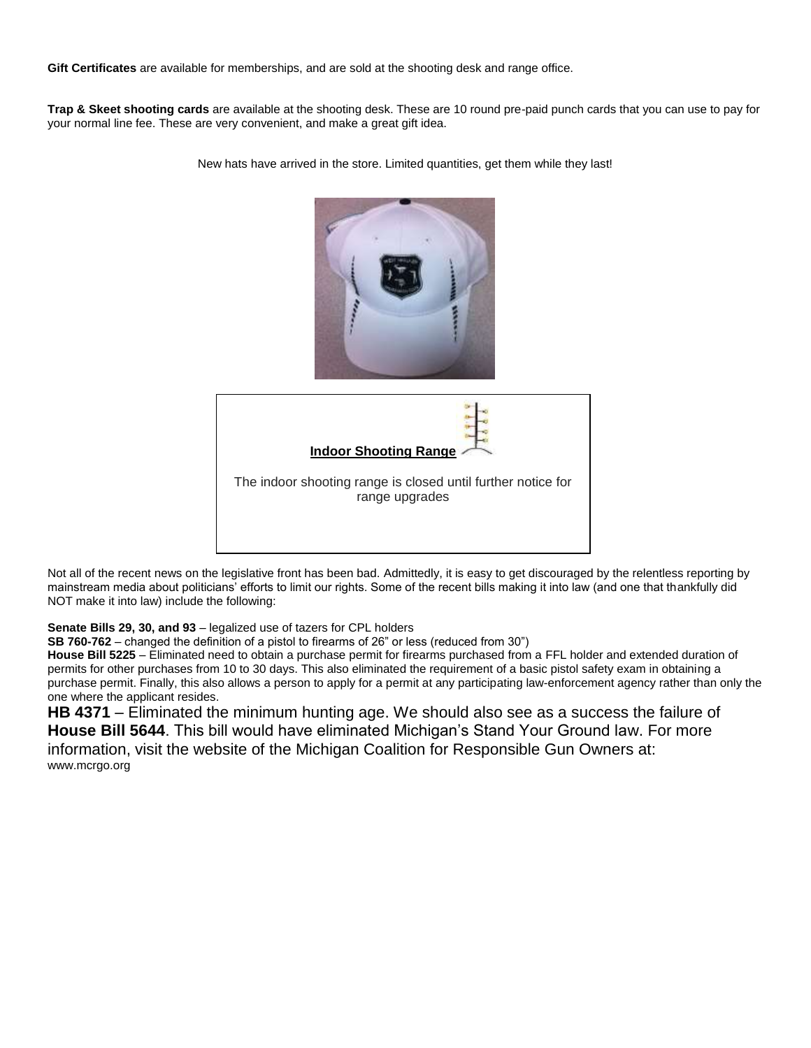**Gift Certificates** are available for memberships, and are sold at the shooting desk and range office.

**Trap & Skeet shooting cards** are available at the shooting desk. These are 10 round pre-paid punch cards that you can use to pay for your normal line fee. These are very convenient, and make a great gift idea.

New hats have arrived in the store. Limited quantities, get them while they last!

**Indoor Shooting Range**

The indoor shooting range is closed until further notice for range upgrades

Not all of the recent news on the legislative front has been bad. Admittedly, it is easy to get discouraged by the relentless reporting by mainstream media about politicians' efforts to limit our rights. Some of the recent bills making it into law (and one that thankfully did NOT make it into law) include the following:

**Senate Bills 29, 30, and 93** – legalized use of tazers for CPL holders

**SB 760-762** – changed the definition of a pistol to firearms of 26" or less (reduced from 30")

**House Bill 5225** – Eliminated need to obtain a purchase permit for firearms purchased from a FFL holder and extended duration of permits for other purchases from 10 to 30 days. This also eliminated the requirement of a basic pistol safety exam in obtaining a purchase permit. Finally, this also allows a person to apply for a permit at any participating law-enforcement agency rather than only the one where the applicant resides.

**HB 4371** – Eliminated the minimum hunting age. We should also see as a success the failure of **House Bill 5644**. This bill would have eliminated Michigan's Stand Your Ground law. For more information, visit the website of the Michigan Coalition for Responsible Gun Owners at: www.mcrgo.org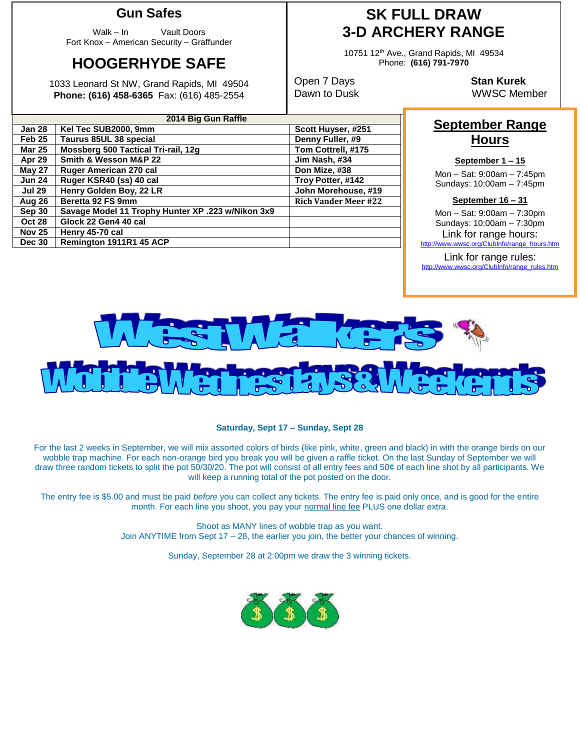## Gun Safes

Walk – In Vault Doors

Fort Knox – American Security – Graffunder

## HOOGERHYDE SAFE

1033 Leonard St NW, Grand Rapids, MI 49504

**Phone: (616) 458-6365** Fax: (616) 485-2554

## SK FULL DRAW 3-D ARCHERY RANGE

10751 12th Ave., Grand Rapids, MI 49534

Phone: **(616) 791-7970**

Open 7 Days

Dawn to Dusk

**Stan Kurek**

WWSC Member

| 2014 Big Gun Raffle | | |
|---|---|---|
| **Jan 28** | **Kel Tec SUB2000, 9mm** | **Scott Huyser, #251** |
| **Feb 25** | **Taurus 85UL 38 special** | **Denny Fuller, #9** |
| **Mar 25** | **Mossberg 500 Tactical Tri-rail, 12g** | **Tom Cottrell, #175** |
| **Apr 29** | **Smith & Wesson M&P 22** | **Jim Nash, #34** |
| **May 27** | **Ruger American 270 cal** | **Don Mize, #38** |
| **Jun 24** | **Ruger KSR40 (ss) 40 cal** | **Troy Potter, #142** |
| **Jul 29** | **Henry Golden Boy, 22 LR** | **John Morehouse, #19** |
| **Aug 26** | **Beretta 92 FS 9mm** | **Rich Vander Meer #22** |
| **Sep 30** | **Savage Model 11 Trophy Hunter XP .223 w/Nikon 3x9** | |
| **Oct 28** | **Glock 22 Gen4 40 cal** | |
| **Nov 25** | **Henry 45-70 cal** | |
| **Dec 30** | **Remington 1911R1 45 ACP** | |

## September Range Hours

**September 1 – 15**

Mon – Sat: 9:00am – 7:45pm
Sundays: 10:00am – 7:45pm

**September 16 – 31**

Mon – Sat: 9:00am – 7:30pm
Sundays: 10:00am – 7:30pm

Link for range hours:
http://www.wwsc.org/ClubInfo/range_hours.htm

Link for range rules:
http://www.wwsc.org/ClubInfo/range_rules.htm

# West Walker's Wobble Wednesdays & Weekends

**Saturday, Sept 17 – Sunday, Sept 28**

For the last 2 weeks in September, we will mix assorted colors of birds (like pink, white, green and black) in with the orange birds on our wobble trap machine. For each non-orange bird you break you will be given a raffle ticket. On the last Sunday of September we will draw three random tickets to split the pot 50/30/20. The pot will consist of all entry fees and 50¢ of each line shot by all participants. We will keep a running total of the pot posted on the door.

The entry fee is $5.00 and must be paid *before* you can collect any tickets. The entry fee is paid only once, and is good for the entire month. For each line you shoot, you pay your normal line fee PLUS one dollar extra.

Shoot as MANY lines of wobble trap as you want.
Join ANYTIME from Sept 17 – 28, the earlier you join, the better your chances of winning.

Sunday, September 28 at 2:00pm we draw the 3 winning tickets.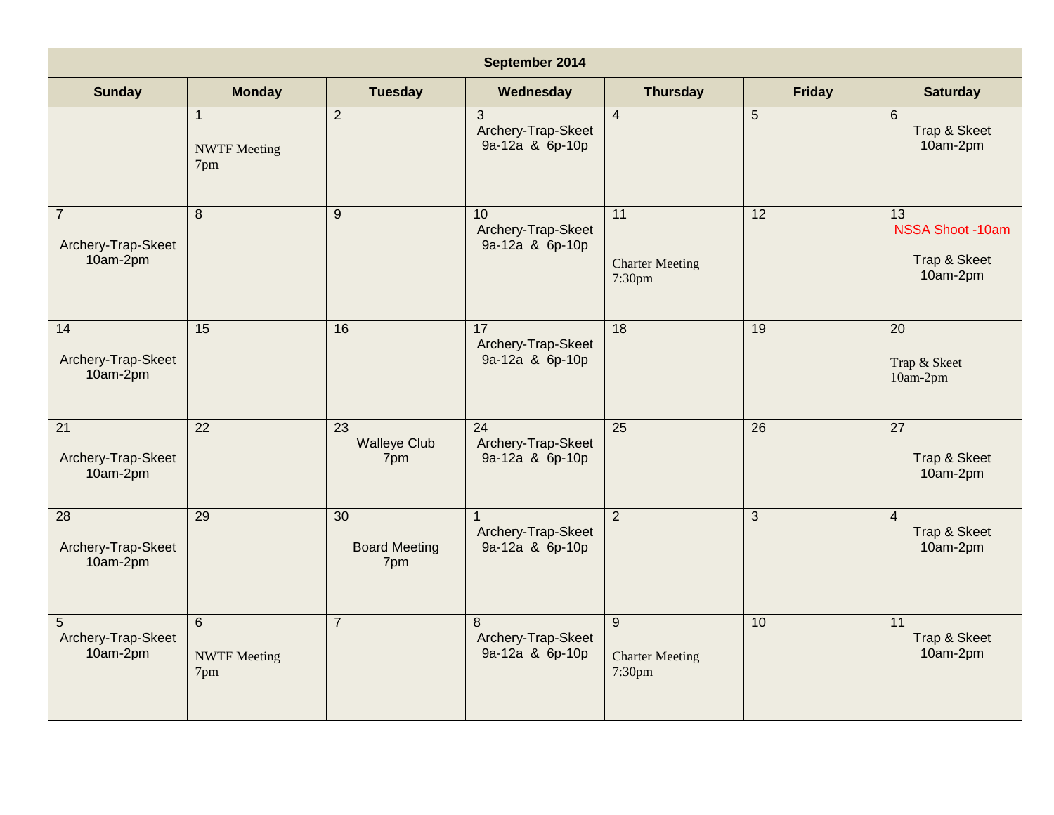| September 2014 | | | | | | |
|---|---|---|---|---|---|---|
| **Sunday** | **Monday** | **Tuesday** | **Wednesday** | **Thursday** | **Friday** | **Saturday** |
| | 1 NWTF Meeting 7pm | 2 | 3 Archery-Trap-Skeet 9a-12a & 6p-10p | 4 | 5 | 6 Trap & Skeet 10am-2pm |
| 7 Archery-Trap-Skeet 10am-2pm | 8 | 9 | 10 Archery-Trap-Skeet 9a-12a & 6p-10p | 11 Charter Meeting 7:30pm | 12 | 13 NSSA Shoot -10am Trap & Skeet 10am-2pm |
| 14 Archery-Trap-Skeet 10am-2pm | 15 | 16 | 17 Archery-Trap-Skeet 9a-12a & 6p-10p | 18 | 19 | 20 Trap & Skeet 10am-2pm |
| 21 Archery-Trap-Skeet 10am-2pm | 22 | 23 Walleye Club 7pm | 24 Archery-Trap-Skeet 9a-12a & 6p-10p | 25 | 26 | 27 Trap & Skeet 10am-2pm |
| 28 Archery-Trap-Skeet 10am-2pm | 29 | 30 Board Meeting 7pm | 1 Archery-Trap-Skeet 9a-12a & 6p-10p | 2 | 3 | 4 Trap & Skeet 10am-2pm |
| 5 Archery-Trap-Skeet 10am-2pm | 6 NWTF Meeting 7pm | 7 | 8 Archery-Trap-Skeet 9a-12a & 6p-10p | 9 Charter Meeting 7:30pm | 10 | 11 Trap & Skeet 10am-2pm |